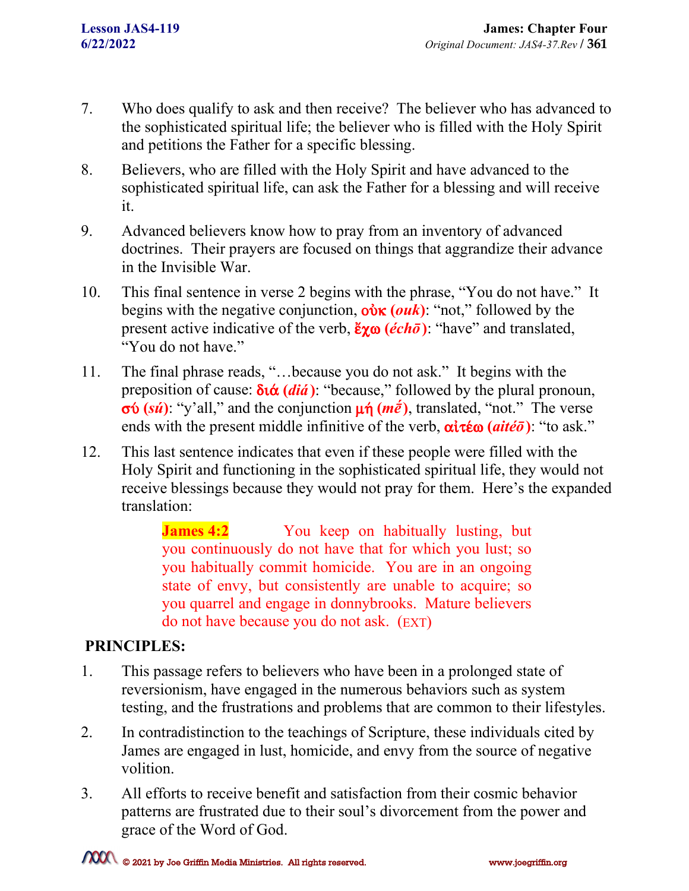7. Who does qualify to ask and then receive? The believer who has advanced to the sophisticated spiritual life; the believer who is filled with the Holy Spirit and petitions the Father for a specific blessing.

8. Believers, who are filled with the Holy Spirit and have advanced to the sophisticated spiritual life, can ask the Father for a blessing and will receive it.

9. Advanced believers know how to pray from an inventory of advanced doctrines. Their prayers are focused on things that aggrandize their advance in the Invisible War.

10. This final sentence in verse 2 begins with the phrase, "You do not have." It begins with the negative conjunction, **οὐκ (*ouk*)**: "not," followed by the present active indicative of the verb, **ἔχω (*échō*)**: "have" and translated, "You do not have."

11. The final phrase reads, "…because you do not ask." It begins with the preposition of cause: **διά (*diá*)**: "because," followed by the plural pronoun, **σύ (*sú*)**: "y'all," and the conjunction **μή (*mḗ*)**, translated, "not." The verse ends with the present middle infinitive of the verb, **αἰτέω (*aitéō*)**: "to ask."

12. This last sentence indicates that even if these people were filled with the Holy Spirit and functioning in the sophisticated spiritual life, they would not receive blessings because they would not pray for them. Here's the expanded translation:

> **James 4:2** You keep on habitually lusting, but you continuously do not have that for which you lust; so you habitually commit homicide. You are in an ongoing state of envy, but consistently are unable to acquire; so you quarrel and engage in donnybrooks. Mature believers do not have because you do not ask. (EXT)

**PRINCIPLES:**

1. This passage refers to believers who have been in a prolonged state of reversionism, have engaged in the numerous behaviors such as system testing, and the frustrations and problems that are common to their lifestyles.

2. In contradistinction to the teachings of Scripture, these individuals cited by James are engaged in lust, homicide, and envy from the source of negative volition.

3. All efforts to receive benefit and satisfaction from their cosmic behavior patterns are frustrated due to their soul's divorcement from the power and grace of the Word of God.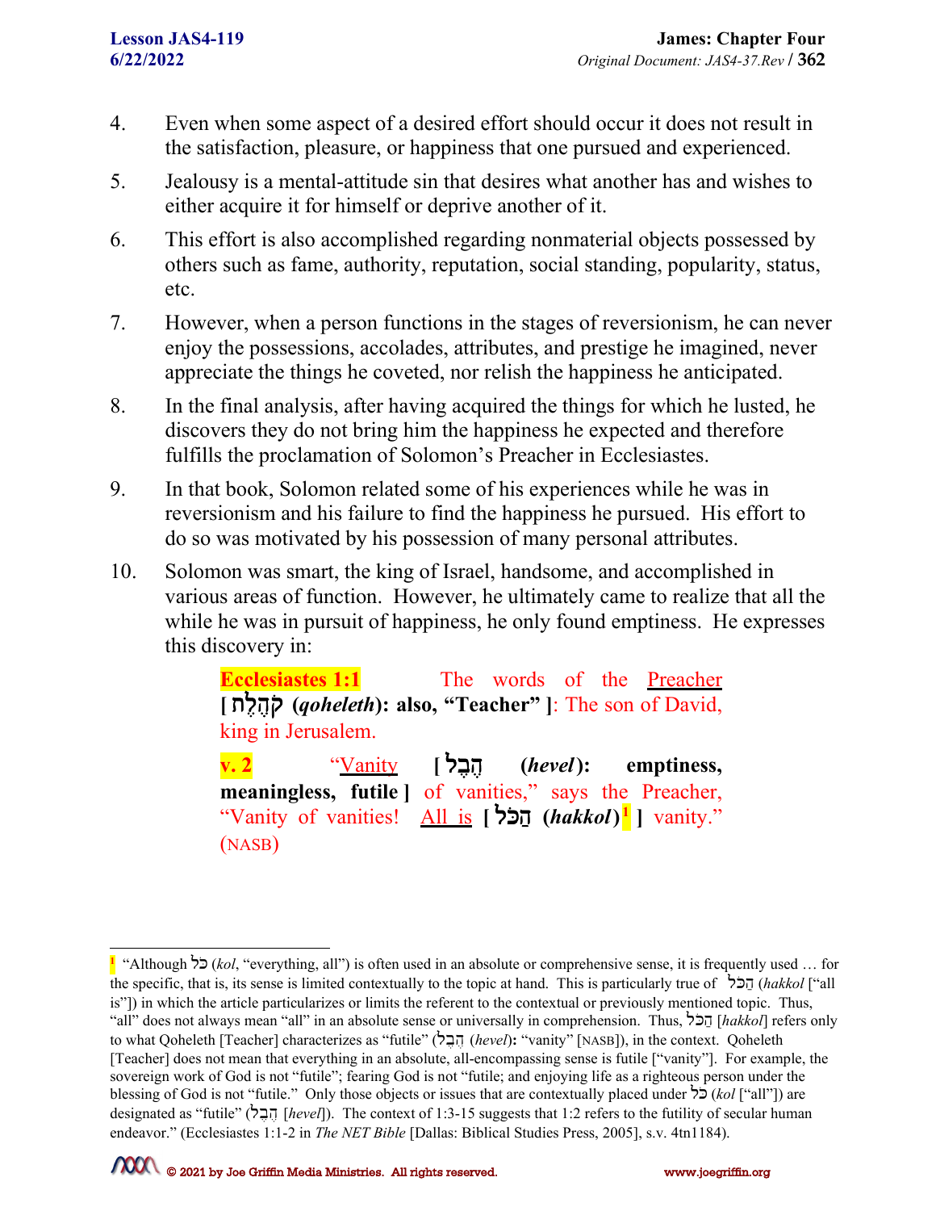4. Even when some aspect of a desired effort should occur it does not result in the satisfaction, pleasure, or happiness that one pursued and experienced.

5. Jealousy is a mental-attitude sin that desires what another has and wishes to either acquire it for himself or deprive another of it.

6. This effort is also accomplished regarding nonmaterial objects possessed by others such as fame, authority, reputation, social standing, popularity, status, etc.

7. However, when a person functions in the stages of reversionism, he can never enjoy the possessions, accolades, attributes, and prestige he imagined, never appreciate the things he coveted, nor relish the happiness he anticipated.

8. In the final analysis, after having acquired the things for which he lusted, he discovers they do not bring him the happiness he expected and therefore fulfills the proclamation of Solomon's Preacher in Ecclesiastes.

9. In that book, Solomon related some of his experiences while he was in reversionism and his failure to find the happiness he pursued. His effort to do so was motivated by his possession of many personal attributes.

10. Solomon was smart, the king of Israel, handsome, and accomplished in various areas of function. However, he ultimately came to realize that all the while he was in pursuit of happiness, he only found emptiness. He expresses this discovery in:

> **Ecclesiastes 1:1** The words of the Preacher **[ קֹהֶלֶת (*qoheleth*): also, "Teacher" ]**: The son of David, king in Jerusalem.
>
> **v. 2** "Vanity **[ הֶבֶל (*hevel*): emptiness, meaningless, futile ]** of vanities," says the Preacher, "Vanity of vanities! All is **[ הַכֹּל (*hakkol*)[1] ]** vanity." (NASB)

---

[1] "Although כֹּל (*kol*, "everything, all") is often used in an absolute or comprehensive sense, it is frequently used … for the specific, that is, its sense is limited contextually to the topic at hand. This is particularly true of הַכֹּל (*hakkol* ["all is"]) in which the article particularizes or limits the referent to the contextual or previously mentioned topic. Thus, "all" does not always mean "all" in an absolute sense or universally in comprehension. Thus, הַכֹּל [*hakkol*] refers only to what Qoheleth [Teacher] characterizes as "futile" (הֶבֶל (*hevel*): "vanity" [NASB]), in the context. Qoheleth [Teacher] does not mean that everything in an absolute, all-encompassing sense is futile ["vanity"]. For example, the sovereign work of God is not "futile"; fearing God is not "futile; and enjoying life as a righteous person under the blessing of God is not "futile." Only those objects or issues that are contextually placed under כֹּל (*kol* ["all"]) are designated as "futile" (הֶבֶל [*hevel*]). The context of 1:3-15 suggests that 1:2 refers to the futility of secular human endeavor." (Ecclesiastes 1:1-2 in *The NET Bible* [Dallas: Biblical Studies Press, 2005], s.v. 4tn1184).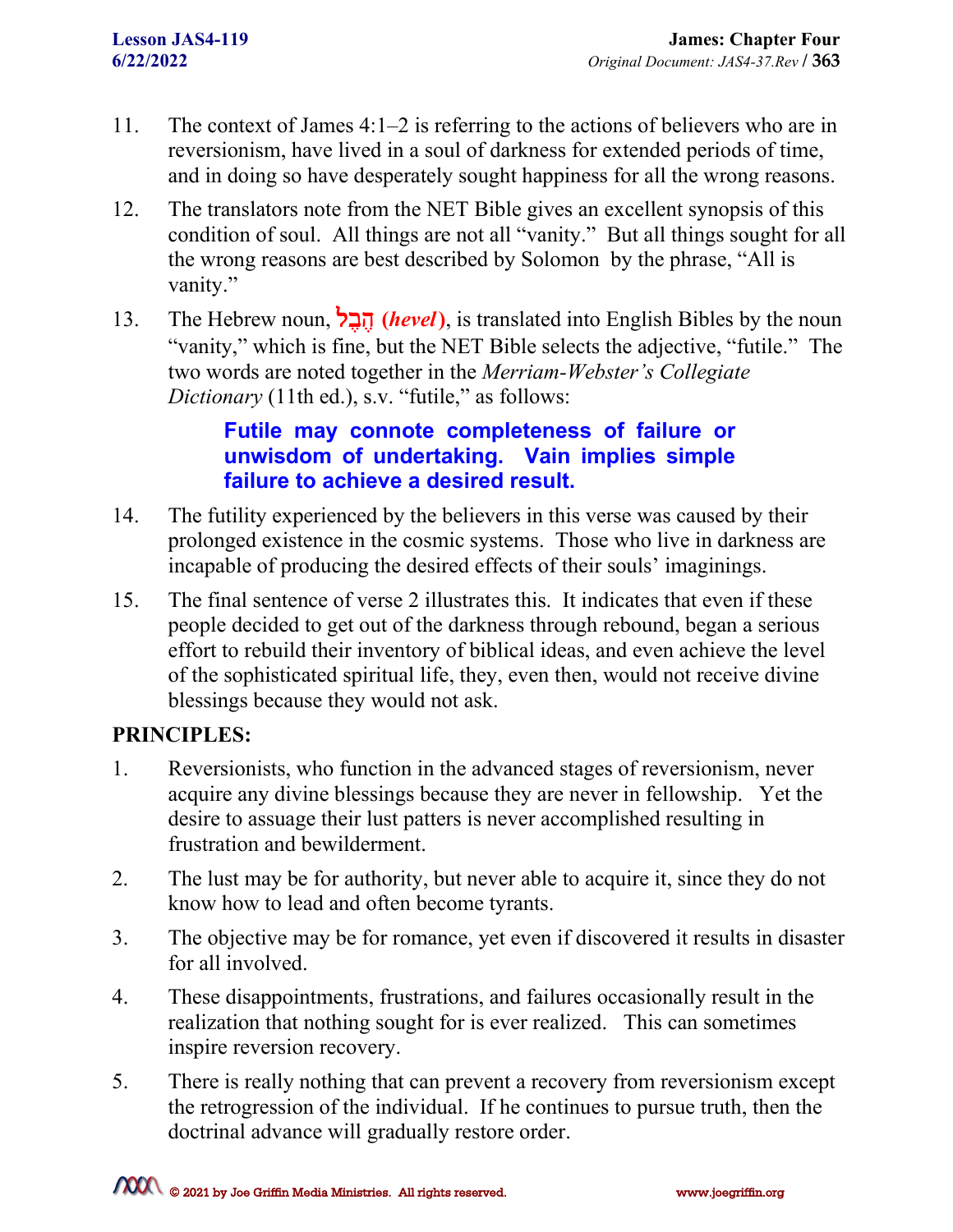11. The context of James 4:1–2 is referring to the actions of believers who are in reversionism, have lived in a soul of darkness for extended periods of time, and in doing so have desperately sought happiness for all the wrong reasons.

12. The translators note from the NET Bible gives an excellent synopsis of this condition of soul. All things are not all "vanity." But all things sought for all the wrong reasons are best described by Solomon by the phrase, "All is vanity."

13. The Hebrew noun, **הֶבֶל (*hevel*)**, is translated into English Bibles by the noun "vanity," which is fine, but the NET Bible selects the adjective, "futile." The two words are noted together in the *Merriam-Webster's Collegiate Dictionary* (11th ed.), s.v. "futile," as follows:

    > **Futile may connote completeness of failure or unwisdom of undertaking. Vain implies simple failure to achieve a desired result.**

14. The futility experienced by the believers in this verse was caused by their prolonged existence in the cosmic systems. Those who live in darkness are incapable of producing the desired effects of their souls' imaginings.

15. The final sentence of verse 2 illustrates this. It indicates that even if these people decided to get out of the darkness through rebound, began a serious effort to rebuild their inventory of biblical ideas, and even achieve the level of the sophisticated spiritual life, they, even then, would not receive divine blessings because they would not ask.

**PRINCIPLES:**

1. Reversionists, who function in the advanced stages of reversionism, never acquire any divine blessings because they are never in fellowship. Yet the desire to assuage their lust patters is never accomplished resulting in frustration and bewilderment.

2. The lust may be for authority, but never able to acquire it, since they do not know how to lead and often become tyrants.

3. The objective may be for romance, yet even if discovered it results in disaster for all involved.

4. These disappointments, frustrations, and failures occasionally result in the realization that nothing sought for is ever realized. This can sometimes inspire reversion recovery.

5. There is really nothing that can prevent a recovery from reversionism except the retrogression of the individual. If he continues to pursue truth, then the doctrinal advance will gradually restore order.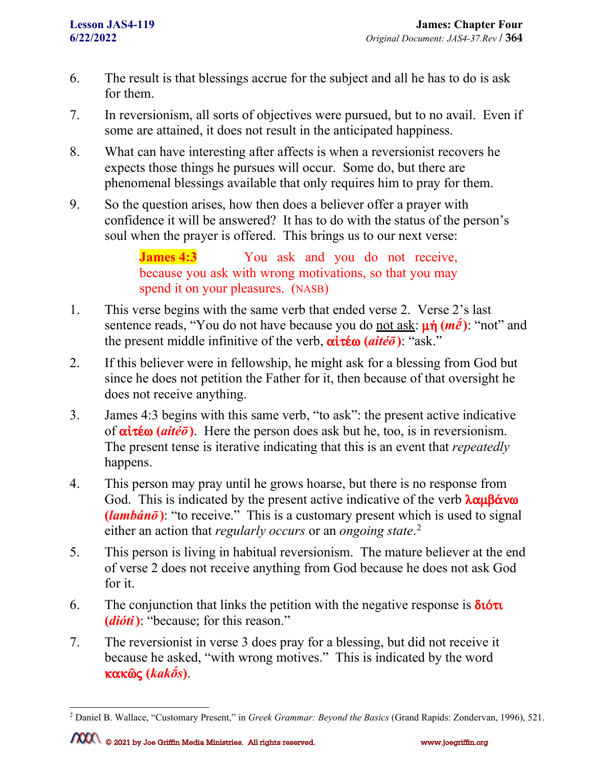6. The result is that blessings accrue for the subject and all he has to do is ask for them.

7. In reversionism, all sorts of objectives were pursued, but to no avail. Even if some are attained, it does not result in the anticipated happiness.

8. What can have interesting after affects is when a reversionist recovers he expects those things he pursues will occur. Some do, but there are phenomenal blessings available that only requires him to pray for them.

9. So the question arises, how then does a believer offer a prayer with confidence it will be answered? It has to do with the status of the person's soul when the prayer is offered. This brings us to our next verse:

> **James 4:3** You ask and you do not receive, because you ask with wrong motivations, so that you may spend it on your pleasures. (NASB)

1. This verse begins with the same verb that ended verse 2. Verse 2's last sentence reads, "You do not have because you do not ask: **μή (*mḗ*)**: "not" and the present middle infinitive of the verb, **αἰτέω (*aitéō*)**: "ask."

2. If this believer were in fellowship, he might ask for a blessing from God but since he does not petition the Father for it, then because of that oversight he does not receive anything.

3. James 4:3 begins with this same verb, "to ask": the present active indicative of **αἰτέω (*aitéō*)**. Here the person does ask but he, too, is in reversionism. The present tense is iterative indicating that this is an event that *repeatedly* happens.

4. This person may pray until he grows hoarse, but there is no response from God. This is indicated by the present active indicative of the verb **λαμβάνω (*lambánō*)**: "to receive." This is a customary present which is used to signal either an action that *regularly occurs* or an *ongoing state*.[2]

5. This person is living in habitual reversionism. The mature believer at the end of verse 2 does not receive anything from God because he does not ask God for it.

6. The conjunction that links the petition with the negative response is **διότι (*dióti*)**: "because; for this reason."

7. The reversionist in verse 3 does pray for a blessing, but did not receive it because he asked, "with wrong motives." This is indicated by the word **κακῶς (*kakṓs*)**.

[2] Daniel B. Wallace, "Customary Present," in *Greek Grammar: Beyond the Basics* (Grand Rapids: Zondervan, 1996), 521.